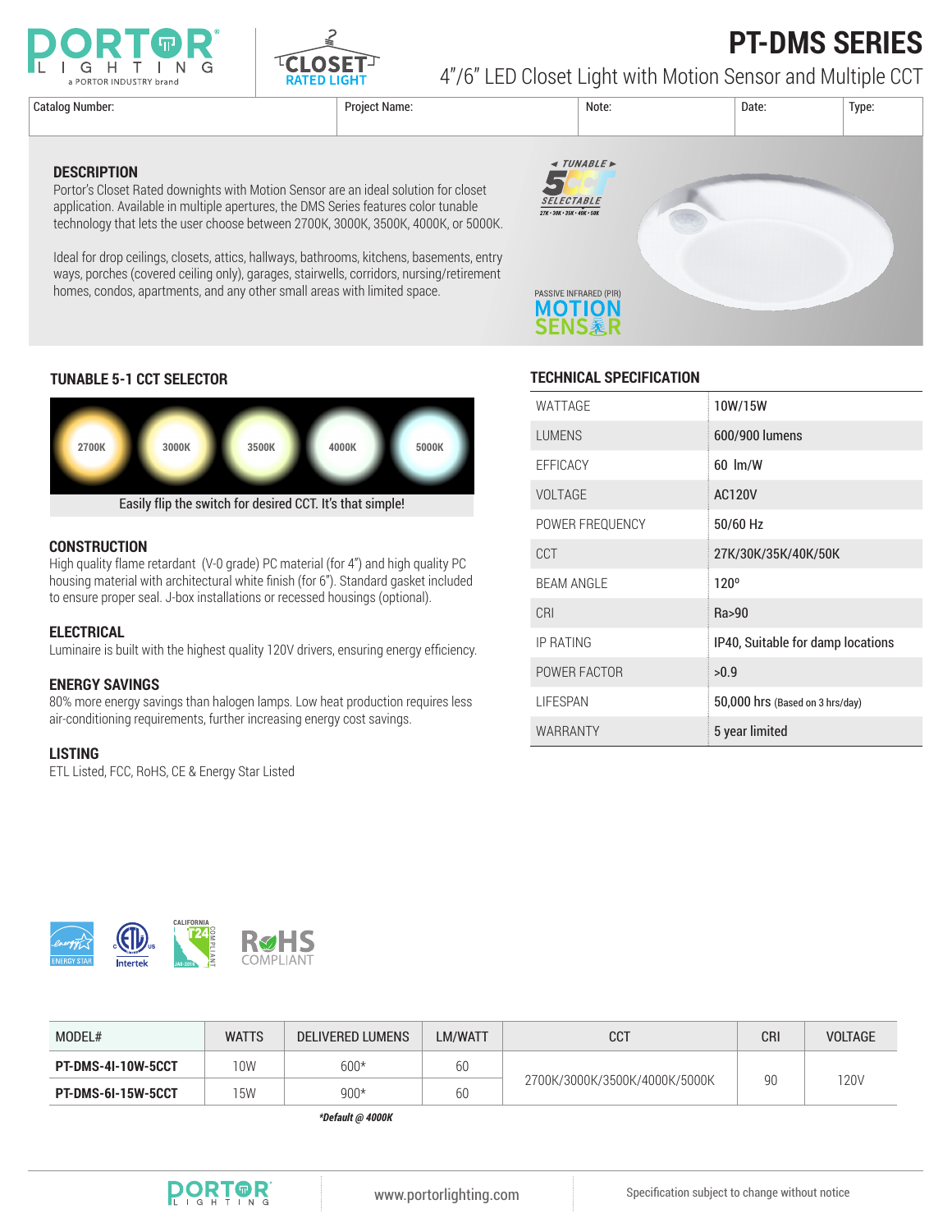# PT-DMS SERIES

4"/6" LED Closet Light with Motion Sensor and Multiple CCT

| Catalog Number: | Project Name: | Note: | Date: | Type: |
|---|---|---|---|---|
| | | | | |

## DESCRIPTION

Portor's Closet Rated downights with Motion Sensor are an ideal solution for closet application. Available in multiple apertures, the DMS Series features color tunable technology that lets the user choose between 2700K, 3000K, 3500K, 4000K, or 5000K.

Ideal for drop ceilings, closets, attics, hallways, bathrooms, kitchens, basements, entry ways, porches (covered ceiling only), garages, stairwells, corridors, nursing/retirement homes, condos, apartments, and any other small areas with limited space.

TUNABLE 5CCT SELECTABLE 27K • 30K • 35K • 40K • 50K

PASSIVE INFRARED (PIR) MOTION SENSOR

## TUNABLE 5-1 CCT SELECTOR

2700K 3000K 3500K 4000K 5000K

Easily flip the switch for desired CCT. It's that simple!

## CONSTRUCTION

High quality flame retardant (V-0 grade) PC material (for 4") and high quality PC housing material with architectural white finish (for 6"). Standard gasket included to ensure proper seal. J-box installations or recessed housings (optional).

## ELECTRICAL

Luminaire is built with the highest quality 120V drivers, ensuring energy efficiency.

## ENERGY SAVINGS

80% more energy savings than halogen lamps. Low heat production requires less air-conditioning requirements, further increasing energy cost savings.

## LISTING

ETL Listed, FCC, RoHS, CE & Energy Star Listed

## TECHNICAL SPECIFICATION

| | |
|---|---|
| WATTAGE | 10W/15W |
| LUMENS | 600/900 lumens |
| EFFICACY | 60 lm/W |
| VOLTAGE | AC120V |
| POWER FREQUENCY | 50/60 Hz |
| CCT | 27K/30K/35K/40K/50K |
| BEAM ANGLE | 120° |
| CRI | Ra>90 |
| IP RATING | IP40, Suitable for damp locations |
| POWER FACTOR | >0.9 |
| LIFESPAN | 50,000 hrs (Based on 3 hrs/day) |
| WARRANTY | 5 year limited |

| MODEL# | WATTS | DELIVERED LUMENS | LM/WATT | CCT | CRI | VOLTAGE |
|---|---|---|---|---|---|---|
| **PT-DMS-4I-10W-5CCT** | 10W | 600* | 60 | 2700K/3000K/3500K/4000K/5000K | 90 | 120V |
| **PT-DMS-6I-15W-5CCT** | 15W | 900* | 60 | 2700K/3000K/3500K/4000K/5000K | 90 | 120V |

***Default @ 4000K***

www.portorlighting.com

Specification subject to change without notice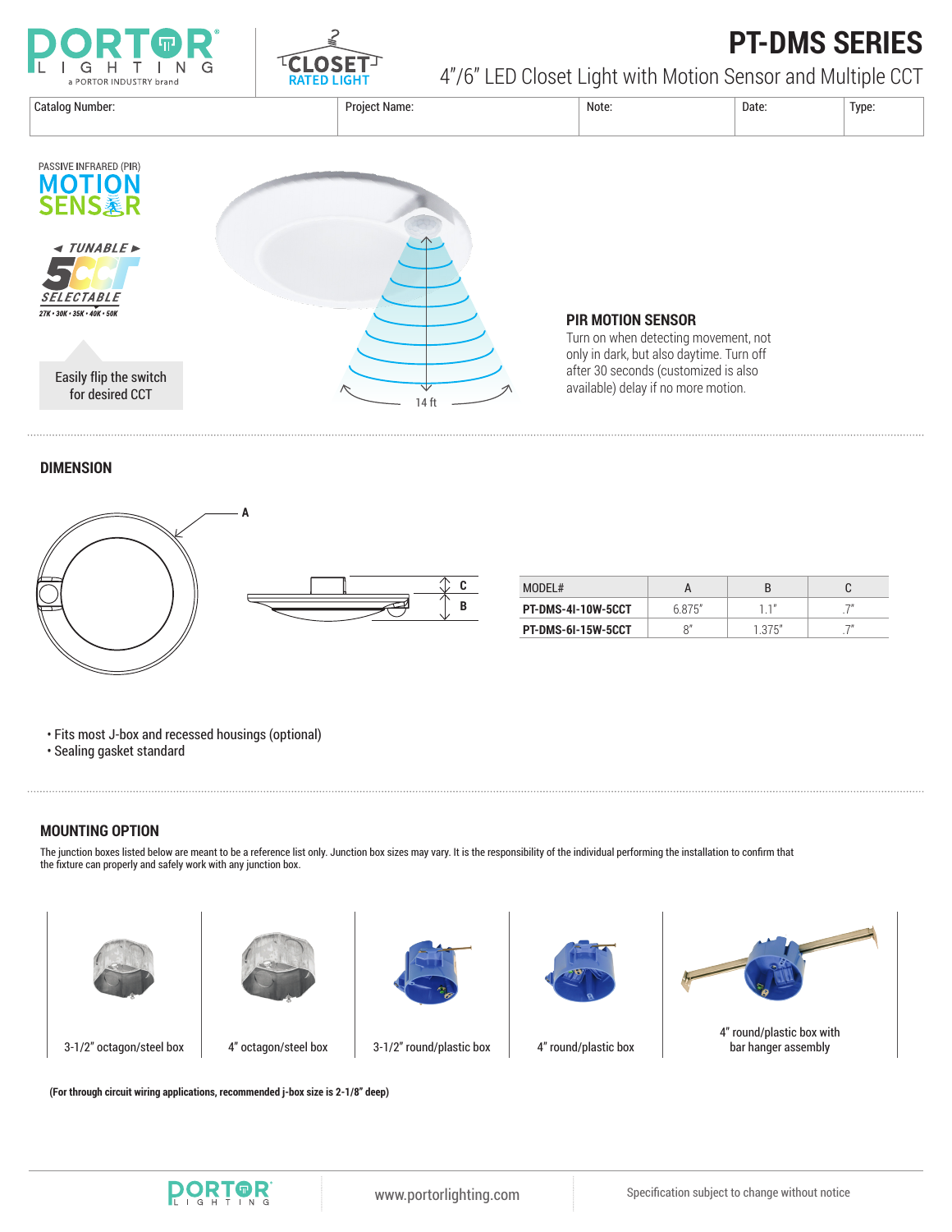# PT-DMS SERIES

4"/6" LED Closet Light with Motion Sensor and Multiple CCT

| Catalog Number: | Project Name: | Note: | Date: | Type: |
|---|---|---|---|---|
| | | | | |

PASSIVE INFRARED (PIR) MOTION SENSOR

TUNABLE 5CCT SELECTABLE

27K • 30K • 35K • 40K • 50K

Easily flip the switch for desired CCT

14 ft

### PIR MOTION SENSOR

Turn on when detecting movement, not only in dark, but also daytime. Turn off after 30 seconds (customized is also available) delay if no more motion.

## DIMENSION

| MODEL# | A | B | C |
|---|---|---|---|
| **PT-DMS-4I-10W-5CCT** | 6.875" | 1.1" | .7" |
| **PT-DMS-6I-15W-5CCT** | 8" | 1.375" | .7" |

- Fits most J-box and recessed housings (optional)
- Sealing gasket standard

## MOUNTING OPTION

The junction boxes listed below are meant to be a reference list only. Junction box sizes may vary. It is the responsibility of the individual performing the installation to confirm that the fixture can properly and safely work with any junction box.

| 3-1/2" octagon/steel box | 4" octagon/steel box | 3-1/2" round/plastic box | 4" round/plastic box | 4" round/plastic box with bar hanger assembly |
|---|---|---|---|---|

**(For through circuit wiring applications, recommended j-box size is 2-1/8" deep)**

www.portorlighting.com

Specification subject to change without notice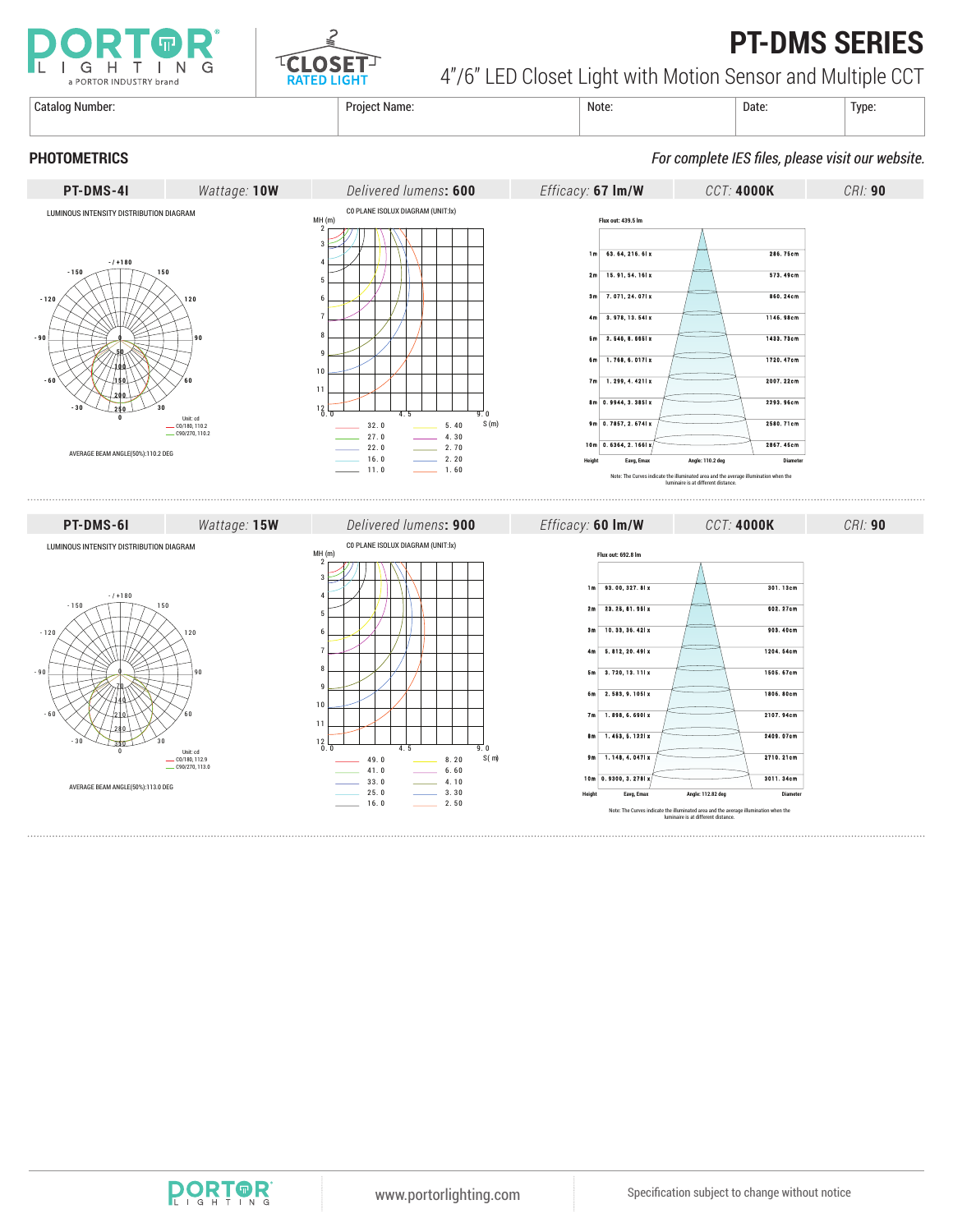# PT-DMS SERIES

4"/6" LED Closet Light with Motion Sensor and Multiple CCT

CLOSET RATED LIGHT

| Catalog Number: | Project Name: | Note: | Date: | Type: |
|---|---|---|---|---|
| | | | | |

## PHOTOMETRICS

*For complete IES files, please visit our website.*

| PT-DMS-4I | *Wattage:* **10W** | *Delivered lumens*: **600** | *Efficacy:* **67 lm/W** | *CCT:* **4000K** | *CRI:* **90** |
|---|---|---|---|---|---|

LUMINOUS INTENSITY DISTRIBUTION DIAGRAM

-/+180
-150
150
-120
120
-90
90
-60
60
-30
30
0
50
100
150
200
250

Unit: cd
C0/180, 110.2
C90/270, 110.2

AVERAGE BEAM ANGLE(50%):110.2 DEG

C0 PLANE ISOLUX DIAGRAM (UNIT:lx)

MH (m)
2
3
4
5
6
7
8
9
10
11
12
0.0
4.5
9.0
S (m)

32.0
27.0
22.0
16.0
11.0
5.40
4.30
2.70
2.20
1.60

Flux out: 439.5 lm

| Height | Eavg, Emax | Diameter |
|---|---|---|
| 1m | 63.64, 216.61 lx | 286.75cm |
| 2m | 15.91, 54.16 lx | 573.49cm |
| 3m | 7.071, 24.07 lx | 860.24cm |
| 4m | 3.978, 13.54 lx | 1146.98cm |
| 5m | 2.546, 8.665 lx | 1433.73cm |
| 6m | 1.768, 6.017 lx | 1720.47cm |
| 7m | 1.299, 4.421 lx | 2007.22cm |
| 8m | 0.9944, 3.385 lx | 2293.96cm |
| 9m | 0.7857, 2.674 lx | 2580.71cm |
| 10m | 0.6364, 2.166 lx | 2867.45cm |

Angle: 110.2 deg

Note: The Curves indicate the illuminated area and the average illumination when the luminaire is at different distance.

| PT-DMS-6I | *Wattage:* **15W** | *Delivered lumens*: **900** | *Efficacy:* **60 lm/W** | *CCT:* **4000K** | *CRI:* **90** |
|---|---|---|---|---|---|

LUMINOUS INTENSITY DISTRIBUTION DIAGRAM

-/+180
-150
150
-120
120
-90
90
-60
60
-30
30
0
70
140
210
280
350

Unit: cd
C0/180, 112.9
C90/270, 113.0

AVERAGE BEAM ANGLE(50%):113.0 DEG

C0 PLANE ISOLUX DIAGRAM (UNIT:lx)

MH (m)
2
3
4
5
6
7
8
9
10
11
12
0.0
4.5
9.0
S(m)

49.0
41.0
33.0
25.0
16.0
8.20
6.60
4.10
3.30
2.50

Flux out: 692.8 lm

| Height | Eavg, Emax | Diameter |
|---|---|---|
| 1m | 93.00, 327.81 lx | 301.13cm |
| 2m | 23.25, 81.95 lx | 602.27cm |
| 3m | 10.33, 36.42 lx | 903.40cm |
| 4m | 5.812, 20.49 lx | 1204.54cm |
| 5m | 3.720, 13.11 lx | 1505.67cm |
| 6m | 2.583, 9.105 lx | 1806.80cm |
| 7m | 1.898, 6.690 lx | 2107.94cm |
| 8m | 1.453, 5.122 lx | 2409.07cm |
| 9m | 1.148, 4.047 lx | 2710.21cm |
| 10m | 0.9300, 3.278 lx | 3011.34cm |

Angle: 112.82 deg

Note: The Curves indicate the illuminated area and the average illumination when the luminaire is at different distance.

www.portorlighting.com

Specification subject to change without notice